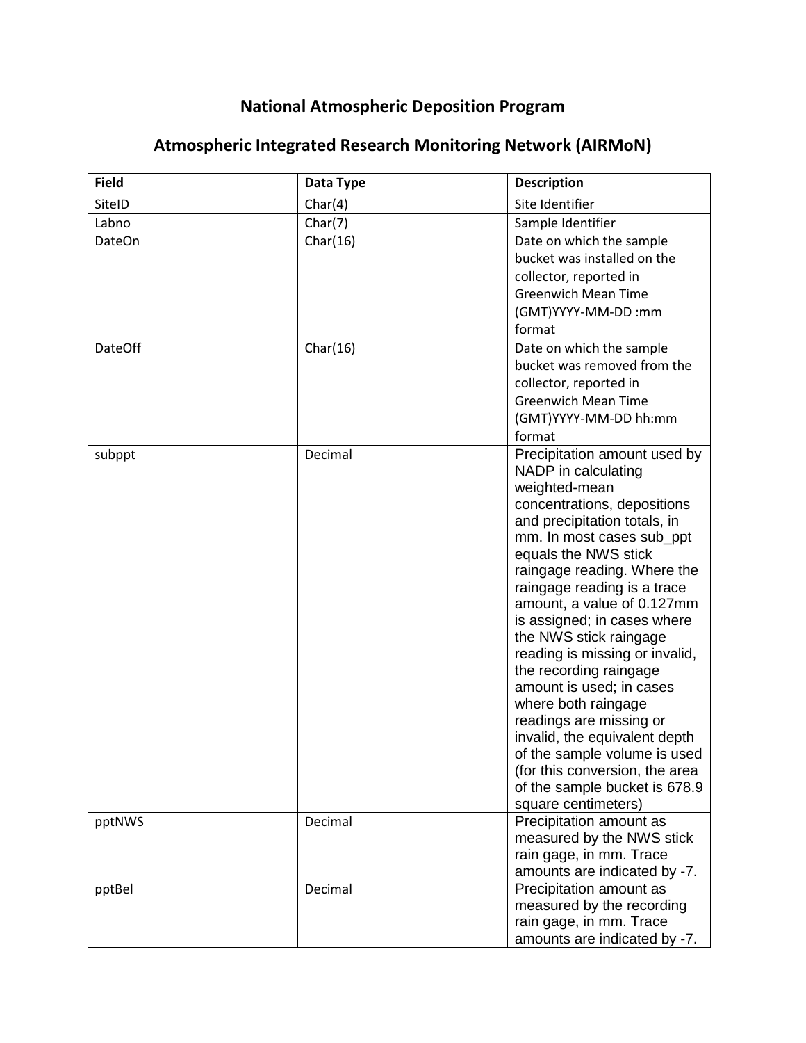# National Atmospheric Deposition Program

## Atmospheric Integrated Research Monitoring Network (AIRMoN)

| Field | Data Type | Description |
|---|---|---|
| SiteID | Char(4) | Site Identifier |
| Labno | Char(7) | Sample Identifier |
| DateOn | Char(16) | Date on which the sample bucket was installed on the collector, reported in Greenwich Mean Time (GMT)YYYY-MM-DD :mm format |
| DateOff | Char(16) | Date on which the sample bucket was removed from the collector, reported in Greenwich Mean Time (GMT)YYYY-MM-DD hh:mm format |
| subppt | Decimal | Precipitation amount used by NADP in calculating weighted-mean concentrations, depositions and precipitation totals, in mm. In most cases sub_ppt equals the NWS stick raingage reading. Where the raingage reading is a trace amount, a value of 0.127mm is assigned; in cases where the NWS stick raingage reading is missing or invalid, the recording raingage amount is used; in cases where both raingage readings are missing or invalid, the equivalent depth of the sample volume is used (for this conversion, the area of the sample bucket is 678.9 square centimeters) |
| pptNWS | Decimal | Precipitation amount as measured by the NWS stick rain gage, in mm. Trace amounts are indicated by -7. |
| pptBel | Decimal | Precipitation amount as measured by the recording rain gage, in mm. Trace amounts are indicated by -7. |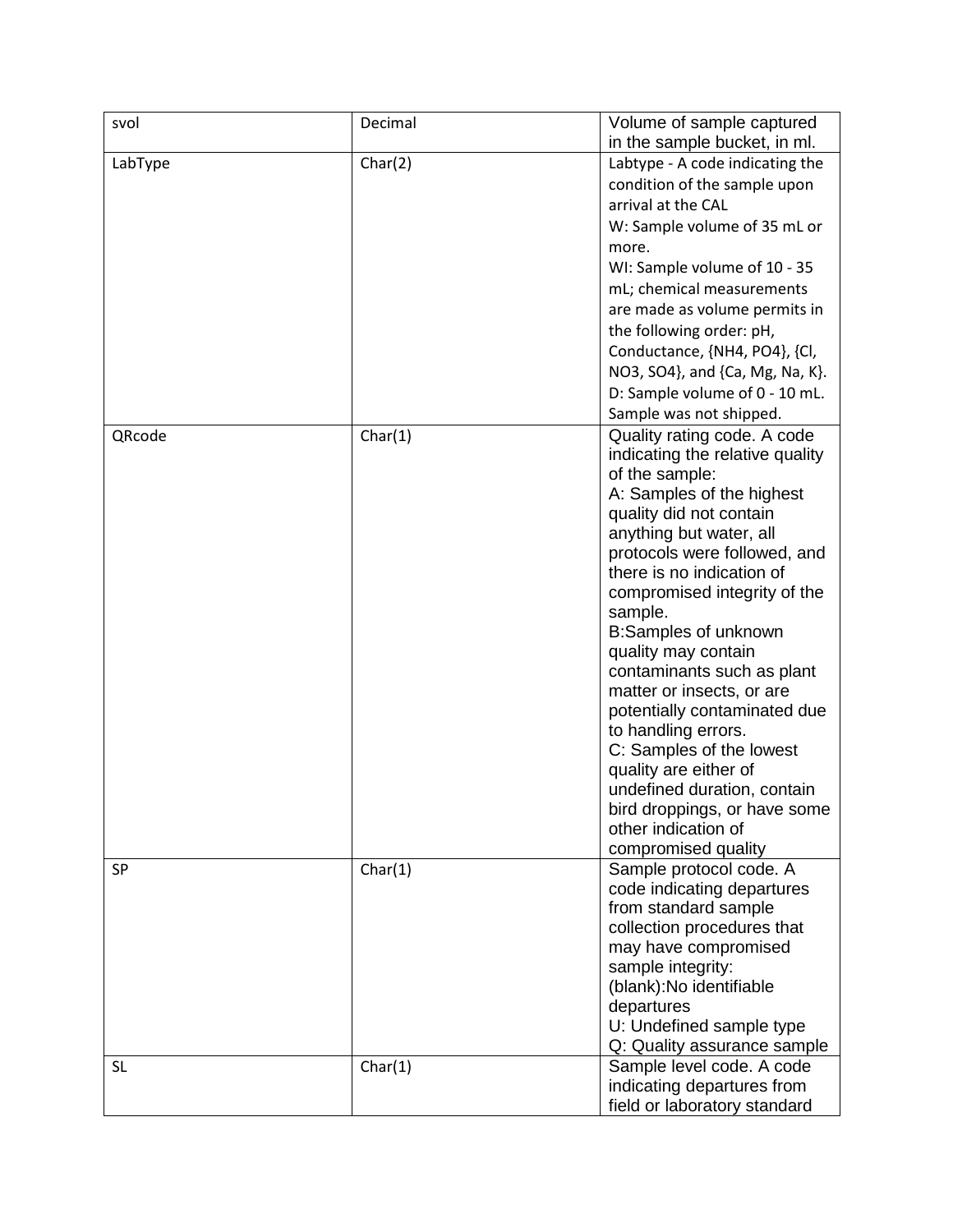| svol | Decimal | Volume of sample captured in the sample bucket, in ml. |
|---|---|---|
| LabType | Char(2) | Labtype - A code indicating the condition of the sample upon arrival at the CAL<br>W: Sample volume of 35 mL or more.<br>WI: Sample volume of 10 - 35 mL; chemical measurements are made as volume permits in the following order: pH, Conductance, {NH4, PO4}, {Cl, NO3, SO4}, and {Ca, Mg, Na, K}.<br>D: Sample volume of 0 - 10 mL. Sample was not shipped. |
| QRcode | Char(1) | Quality rating code. A code indicating the relative quality of the sample:<br>A: Samples of the highest quality did not contain anything but water, all protocols were followed, and there is no indication of compromised integrity of the sample.<br>B:Samples of unknown quality may contain contaminants such as plant matter or insects, or are potentially contaminated due to handling errors.<br>C: Samples of the lowest quality are either of undefined duration, contain bird droppings, or have some other indication of compromised quality |
| SP | Char(1) | Sample protocol code. A code indicating departures from standard sample collection procedures that may have compromised sample integrity:<br>(blank):No identifiable departures<br>U: Undefined sample type<br>Q: Quality assurance sample |
| SL | Char(1) | Sample level code. A code indicating departures from field or laboratory standard |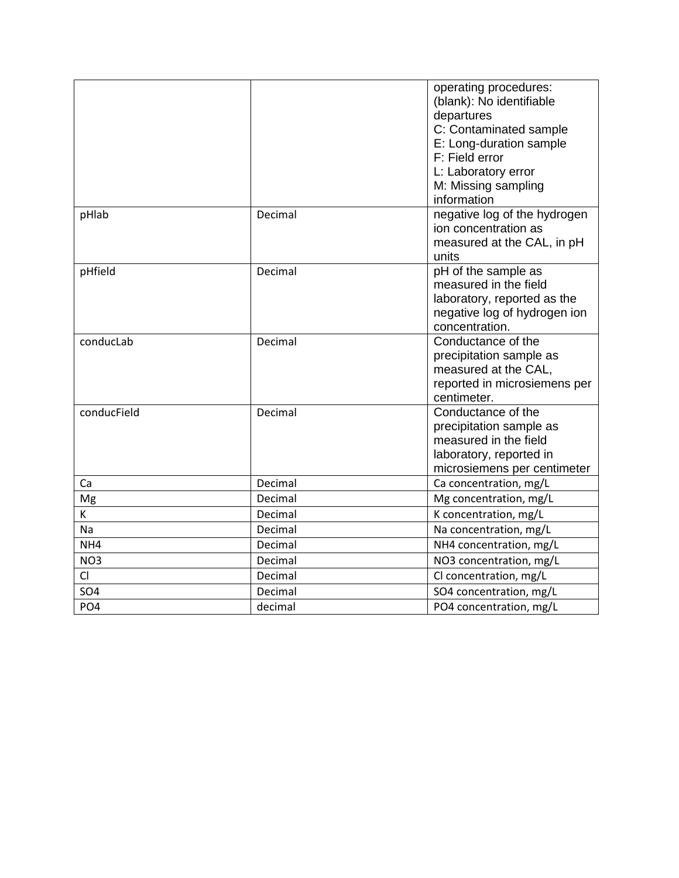| | | |
|---|---|---|
| | | operating procedures: (blank): No identifiable departures C: Contaminated sample E: Long-duration sample F: Field error L: Laboratory error M: Missing sampling information |
| pHlab | Decimal | negative log of the hydrogen ion concentration as measured at the CAL, in pH units |
| pHfield | Decimal | pH of the sample as measured in the field laboratory, reported as the negative log of hydrogen ion concentration. |
| conducLab | Decimal | Conductance of the precipitation sample as measured at the CAL, reported in microsiemens per centimeter. |
| conducField | Decimal | Conductance of the precipitation sample as measured in the field laboratory, reported in microsiemens per centimeter |
| Ca | Decimal | Ca concentration, mg/L |
| Mg | Decimal | Mg concentration, mg/L |
| K | Decimal | K concentration, mg/L |
| Na | Decimal | Na concentration, mg/L |
| NH4 | Decimal | NH4 concentration, mg/L |
| NO3 | Decimal | NO3 concentration, mg/L |
| Cl | Decimal | Cl concentration, mg/L |
| SO4 | Decimal | SO4 concentration, mg/L |
| PO4 | decimal | PO4 concentration, mg/L |